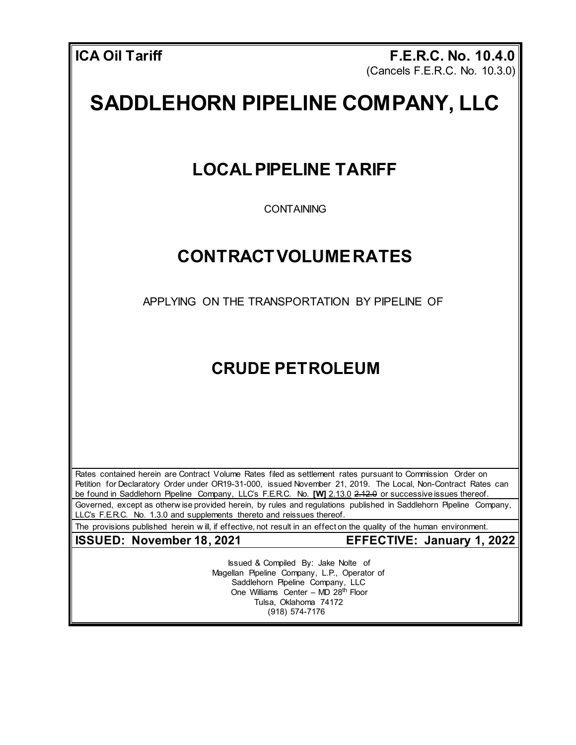**ICA Oil Tariff**

**F.E.R.C. No. 10.4.0**
(Cancels F.E.R.C. No. 10.3.0)

# SADDLEHORN PIPELINE COMPANY, LLC

## LOCAL PIPELINE TARIFF

CONTAINING

## CONTRACT VOLUME RATES

APPLYING ON THE TRANSPORTATION BY PIPELINE OF

## CRUDE PETROLEUM

Rates contained herein are Contract Volume Rates filed as settlement rates pursuant to Commission Order on Petition for Declaratory Order under OR19-31-000, issued November 21, 2019. The Local, Non-Contract Rates can be found in Saddlehorn Pipeline Company, LLC's F.E.R.C. No. **[W]** 2.13.0 ~~2.12.0~~ or successive issues thereof.

Governed, except as otherwise provided herein, by rules and regulations published in Saddlehorn Pipeline Company, LLC's F.E.R.C. No. 1.3.0 and supplements thereto and reissues thereof.

The provisions published herein will, if effective, not result in an effect on the quality of the human environment.

**ISSUED: November 18, 2021** **EFFECTIVE: January 1, 2022**

Issued & Compiled By: Jake Nolte of
Magellan Pipeline Company, L.P., Operator of
Saddlehorn Pipeline Company, LLC
One Williams Center – MD 28th Floor
Tulsa, Oklahoma 74172
(918) 574-7176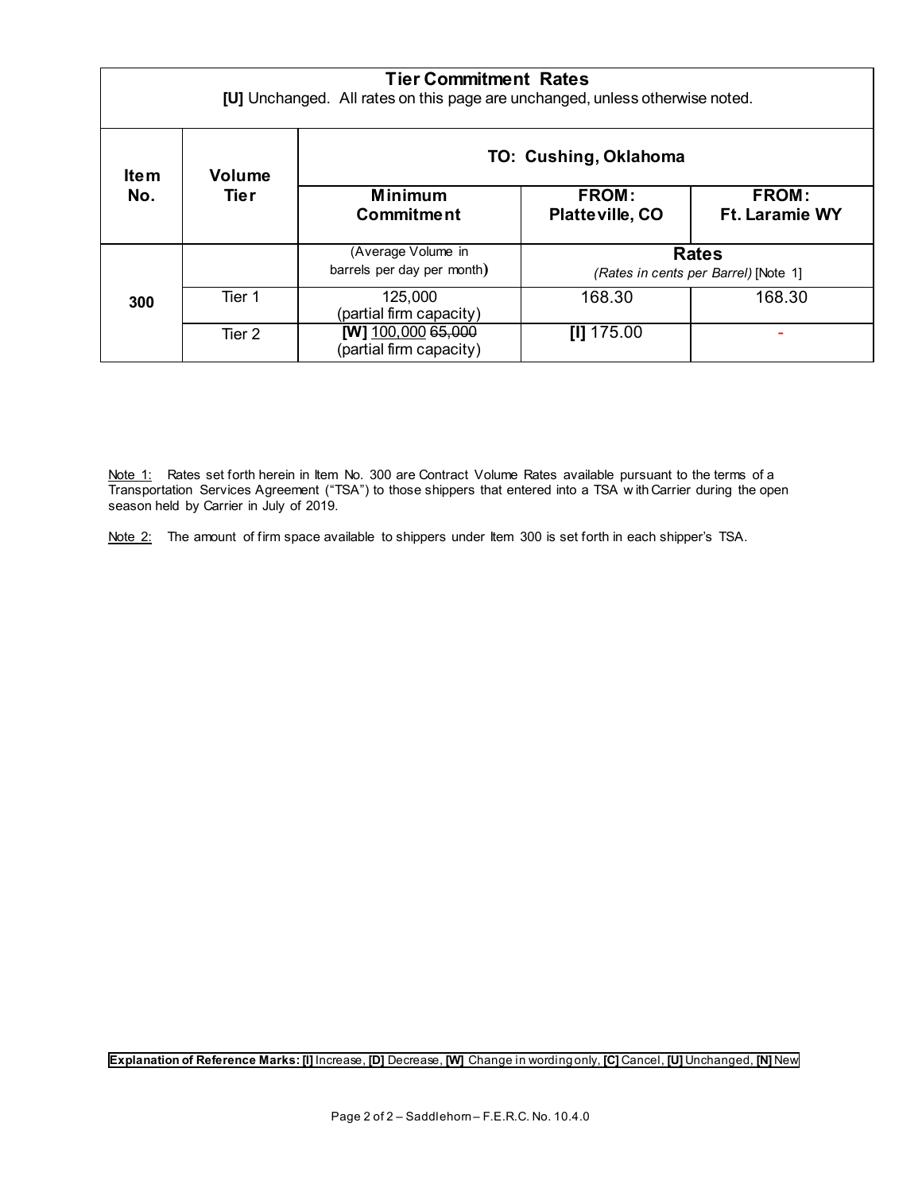| Tier Commitment Rates<br>[U] Unchanged. All rates on this page are unchanged, unless otherwise noted. | | | | |
|---|---|---|---|---|
| Item No. | Volume Tier | TO: Cushing, Oklahoma | | |
| | | Minimum Commitment | FROM: Platteville, CO | FROM: Ft. Laramie WY |
| 300 | | (Average Volume in barrels per day per month) | Rates<br>*(Rates in cents per Barrel)* [Note 1] | |
| | Tier 1 | 125,000<br>(partial firm capacity) | 168.30 | 168.30 |
| | Tier 2 | **[W]** 100,000 ~~65,000~~<br>(partial firm capacity) | **[I]** 175.00 | - |

Note 1: Rates set forth herein in Item No. 300 are Contract Volume Rates available pursuant to the terms of a Transportation Services Agreement ("TSA") to those shippers that entered into a TSA with Carrier during the open season held by Carrier in July of 2019.

Note 2: The amount of firm space available to shippers under Item 300 is set forth in each shipper's TSA.

**Explanation of Reference Marks: [I]** Increase, **[D]** Decrease, **[W]** Change in wording only, **[C]** Cancel, **[U]** Unchanged, **[N]** New